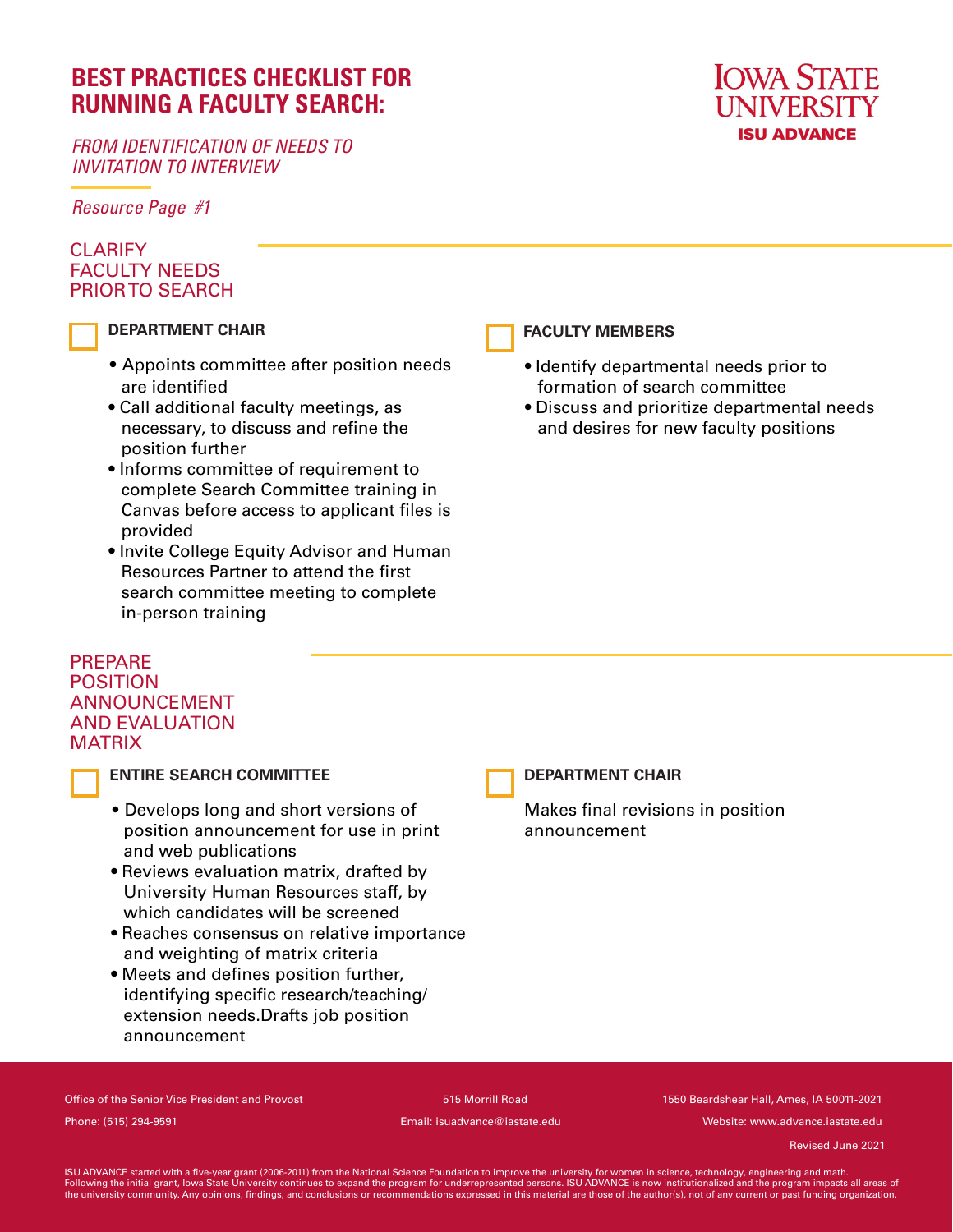# BEST PRACTICES CHECKLIST FOR RUNNING A FACULTY SEARCH:

*FROM IDENTIFICATION OF NEEDS TO INVITATION TO INTERVIEW*

*Resource Page #1*

IOWA STATE UNIVERSITY
ISU ADVANCE

## CLARIFY FACULTY NEEDS PRIOR TO SEARCH

### DEPARTMENT CHAIR

- Appoints committee after position needs are identified
- Call additional faculty meetings, as necessary, to discuss and refine the position further
- Informs committee of requirement to complete Search Committee training in Canvas before access to applicant files is provided
- Invite College Equity Advisor and Human Resources Partner to attend the first search committee meeting to complete in-person training

### FACULTY MEMBERS

- Identify departmental needs prior to formation of search committee
- Discuss and prioritize departmental needs and desires for new faculty positions

## PREPARE POSITION ANNOUNCEMENT AND EVALUATION MATRIX

### ENTIRE SEARCH COMMITTEE

- Develops long and short versions of position announcement for use in print and web publications
- Reviews evaluation matrix, drafted by University Human Resources staff, by which candidates will be screened
- Reaches consensus on relative importance and weighting of matrix criteria
- Meets and defines position further, identifying specific research/teaching/extension needs.Drafts job position announcement

### DEPARTMENT CHAIR

Makes final revisions in position announcement

Office of the Senior Vice President and Provost | 515 Morrill Road | 1550 Beardshear Hall, Ames, IA 50011-2021

Phone: (515) 294-9591 | Email: isuadvance@iastate.edu | Website: www.advance.iastate.edu

Revised June 2021

ISU ADVANCE started with a five-year grant (2006-2011) from the National Science Foundation to improve the university for women in science, technology, engineering and math. Following the initial grant, Iowa State University continues to expand the program for underrepresented persons. ISU ADVANCE is now institutionalized and the program impacts all areas of the university community. Any opinions, findings, and conclusions or recommendations expressed in this material are those of the author(s), not of any current or past funding organization.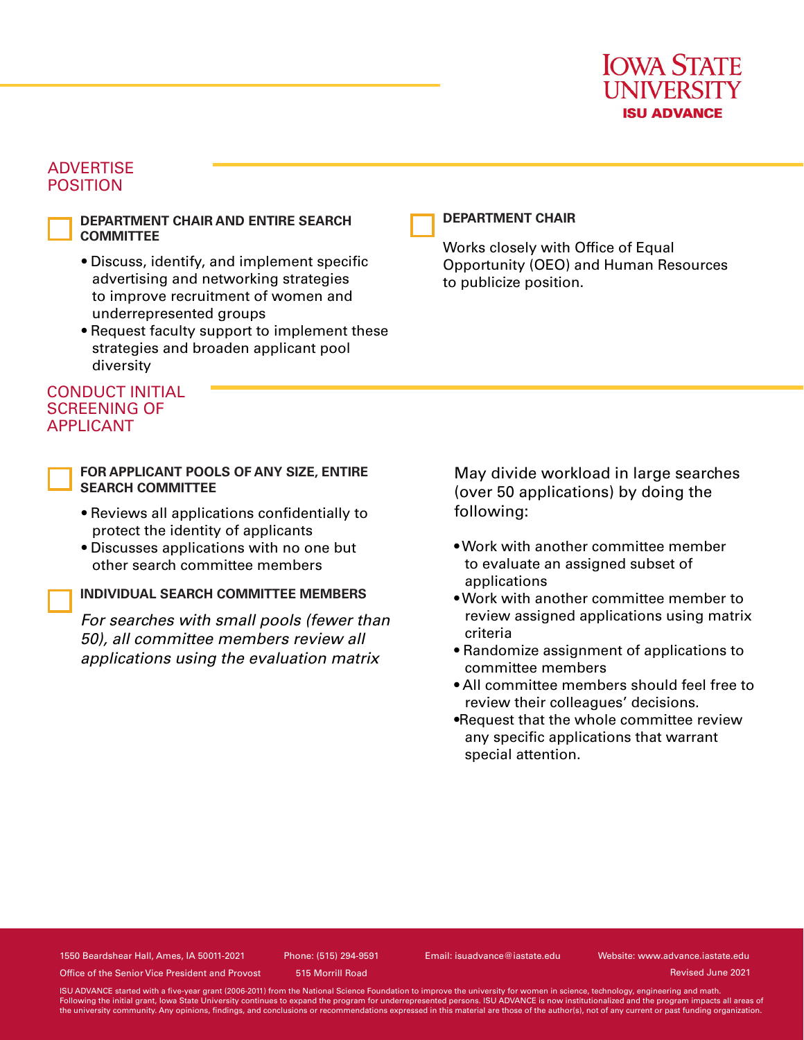## ADVERTISE POSITION

**DEPARTMENT CHAIR AND ENTIRE SEARCH COMMITTEE**

- Discuss, identify, and implement specific advertising and networking strategies to improve recruitment of women and underrepresented groups
- Request faculty support to implement these strategies and broaden applicant pool diversity

**DEPARTMENT CHAIR**

Works closely with Office of Equal Opportunity (OEO) and Human Resources to publicize position.

## CONDUCT INITIAL SCREENING OF APPLICANT

**FOR APPLICANT POOLS OF ANY SIZE, ENTIRE SEARCH COMMITTEE**

- Reviews all applications confidentially to protect the identity of applicants
- Discusses applications with no one but other search committee members

**INDIVIDUAL SEARCH COMMITTEE MEMBERS**

*For searches with small pools (fewer than 50), all committee members review all applications using the evaluation matrix*

May divide workload in large searches (over 50 applications) by doing the following:

- Work with another committee member to evaluate an assigned subset of applications
- Work with another committee member to review assigned applications using matrix criteria
- Randomize assignment of applications to committee members
- All committee members should feel free to review their colleagues' decisions.
- Request that the whole committee review any specific applications that warrant special attention.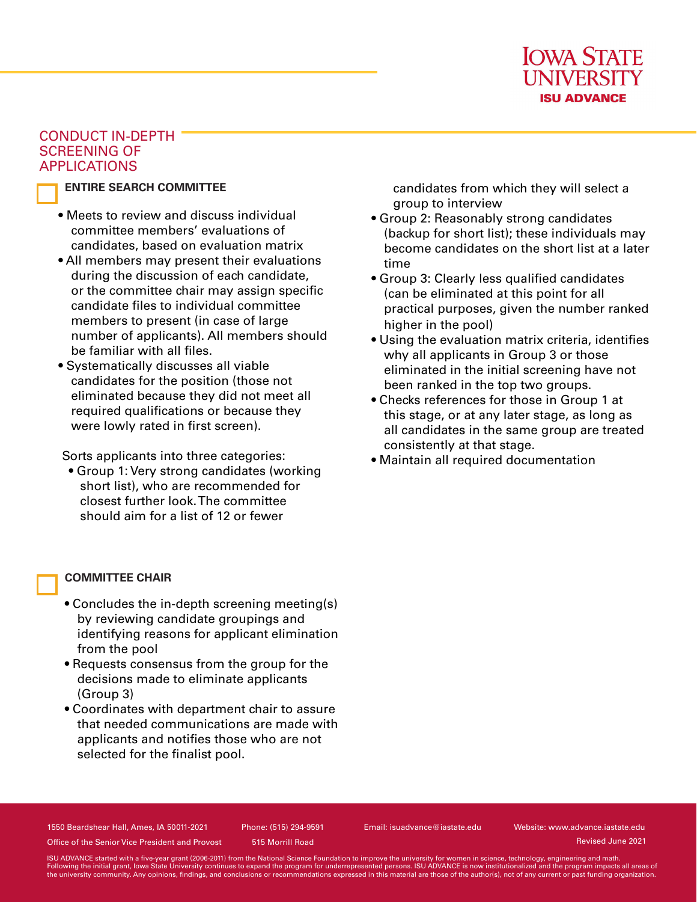## CONDUCT IN-DEPTH SCREENING OF APPLICATIONS

### ENTIRE SEARCH COMMITTEE

- Meets to review and discuss individual committee members' evaluations of candidates, based on evaluation matrix
- All members may present their evaluations during the discussion of each candidate, or the committee chair may assign specific candidate files to individual committee members to present (in case of large number of applicants). All members should be familiar with all files.
- Systematically discusses all viable candidates for the position (those not eliminated because they did not meet all required qualifications or because they were lowly rated in first screen).

Sorts applicants into three categories:

- Group 1: Very strong candidates (working short list), who are recommended for closest further look. The committee should aim for a list of 12 or fewer candidates from which they will select a group to interview
- Group 2: Reasonably strong candidates (backup for short list); these individuals may become candidates on the short list at a later time
- Group 3: Clearly less qualified candidates (can be eliminated at this point for all practical purposes, given the number ranked higher in the pool)
- Using the evaluation matrix criteria, identifies why all applicants in Group 3 or those eliminated in the initial screening have not been ranked in the top two groups.
- Checks references for those in Group 1 at this stage, or at any later stage, as long as all candidates in the same group are treated consistently at that stage.
- Maintain all required documentation

### COMMITTEE CHAIR

- Concludes the in-depth screening meeting(s) by reviewing candidate groupings and identifying reasons for applicant elimination from the pool
- Requests consensus from the group for the decisions made to eliminate applicants (Group 3)
- Coordinates with department chair to assure that needed communications are made with applicants and notifies those who are not selected for the finalist pool.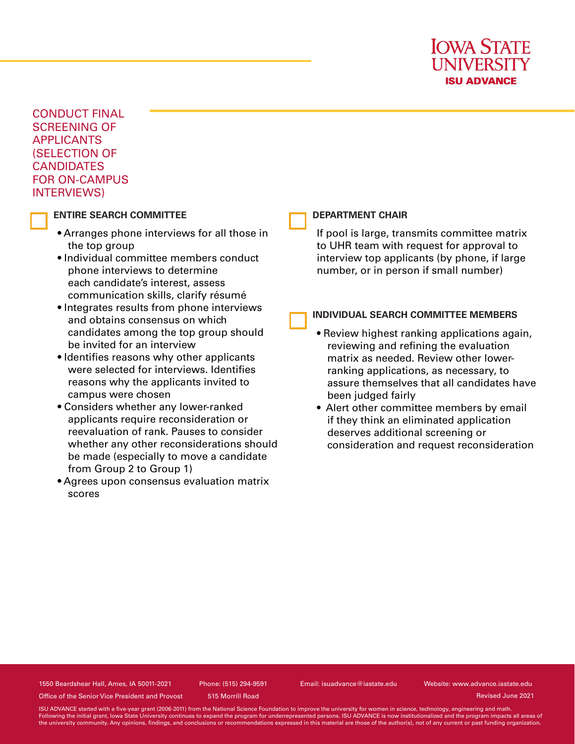## CONDUCT FINAL SCREENING OF APPLICANTS (SELECTION OF CANDIDATES FOR ON-CAMPUS INTERVIEWS)

### ENTIRE SEARCH COMMITTEE

- Arranges phone interviews for all those in the top group
- Individual committee members conduct phone interviews to determine each candidate's interest, assess communication skills, clarify résumé
- Integrates results from phone interviews and obtains consensus on which candidates among the top group should be invited for an interview
- Identifies reasons why other applicants were selected for interviews. Identifies reasons why the applicants invited to campus were chosen
- Considers whether any lower-ranked applicants require reconsideration or reevaluation of rank. Pauses to consider whether any other reconsiderations should be made (especially to move a candidate from Group 2 to Group 1)
- Agrees upon consensus evaluation matrix scores

### DEPARTMENT CHAIR

If pool is large, transmits committee matrix to UHR team with request for approval to interview top applicants (by phone, if large number, or in person if small number)

### INDIVIDUAL SEARCH COMMITTEE MEMBERS

- Review highest ranking applications again, reviewing and refining the evaluation matrix as needed. Review other lower-ranking applications, as necessary, to assure themselves that all candidates have been judged fairly
- Alert other committee members by email if they think an eliminated application deserves additional screening or consideration and request reconsideration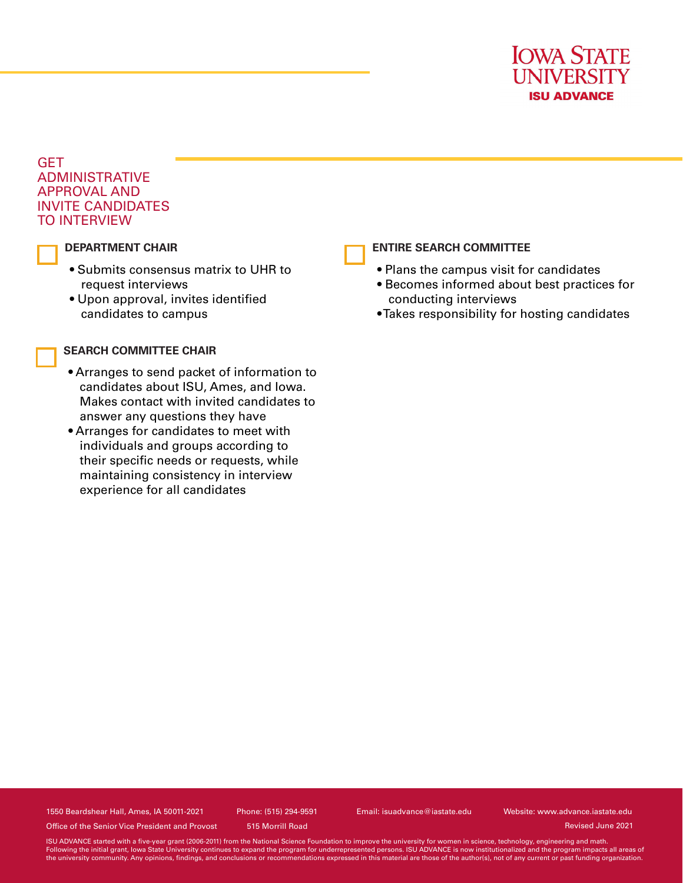## GET ADMINISTRATIVE APPROVAL AND INVITE CANDIDATES TO INTERVIEW

☐ **DEPARTMENT CHAIR**

- Submits consensus matrix to UHR to request interviews
- Upon approval, invites identified candidates to campus

☐ **SEARCH COMMITTEE CHAIR**

- Arranges to send packet of information to candidates about ISU, Ames, and Iowa. Makes contact with invited candidates to answer any questions they have
- Arranges for candidates to meet with individuals and groups according to their specific needs or requests, while maintaining consistency in interview experience for all candidates

☐ **ENTIRE SEARCH COMMITTEE**

- Plans the campus visit for candidates
- Becomes informed about best practices for conducting interviews
- Takes responsibility for hosting candidates